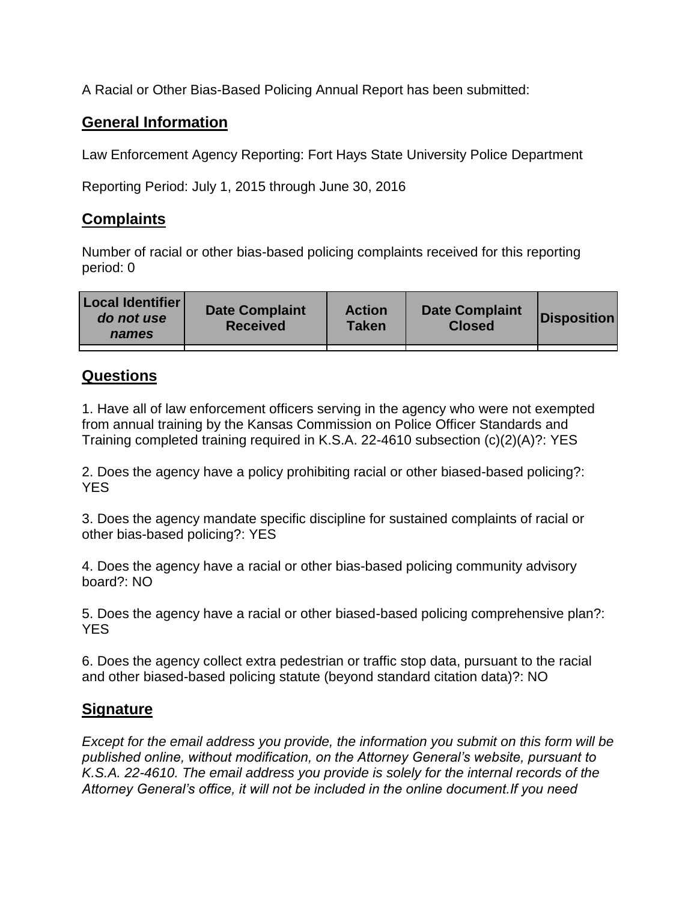A Racial or Other Bias-Based Policing Annual Report has been submitted:

## General Information

Law Enforcement Agency Reporting: Fort Hays State University Police Department

Reporting Period: July 1, 2015 through June 30, 2016

## Complaints

Number of racial or other bias-based policing complaints received for this reporting period: 0

| Local Identifier *do not use names* | Date Complaint Received | Action Taken | Date Complaint Closed | Disposition |
|---|---|---|---|---|
| | | | | |

## Questions

1. Have all of law enforcement officers serving in the agency who were not exempted from annual training by the Kansas Commission on Police Officer Standards and Training completed training required in K.S.A. 22-4610 subsection (c)(2)(A)?: YES

2. Does the agency have a policy prohibiting racial or other biased-based policing?: YES

3. Does the agency mandate specific discipline for sustained complaints of racial or other bias-based policing?: YES

4. Does the agency have a racial or other bias-based policing community advisory board?: NO

5. Does the agency have a racial or other biased-based policing comprehensive plan?: YES

6. Does the agency collect extra pedestrian or traffic stop data, pursuant to the racial and other biased-based policing statute (beyond standard citation data)?: NO

## Signature

*Except for the email address you provide, the information you submit on this form will be published online, without modification, on the Attorney General's website, pursuant to K.S.A. 22-4610. The email address you provide is solely for the internal records of the Attorney General's office, it will not be included in the online document.If you need*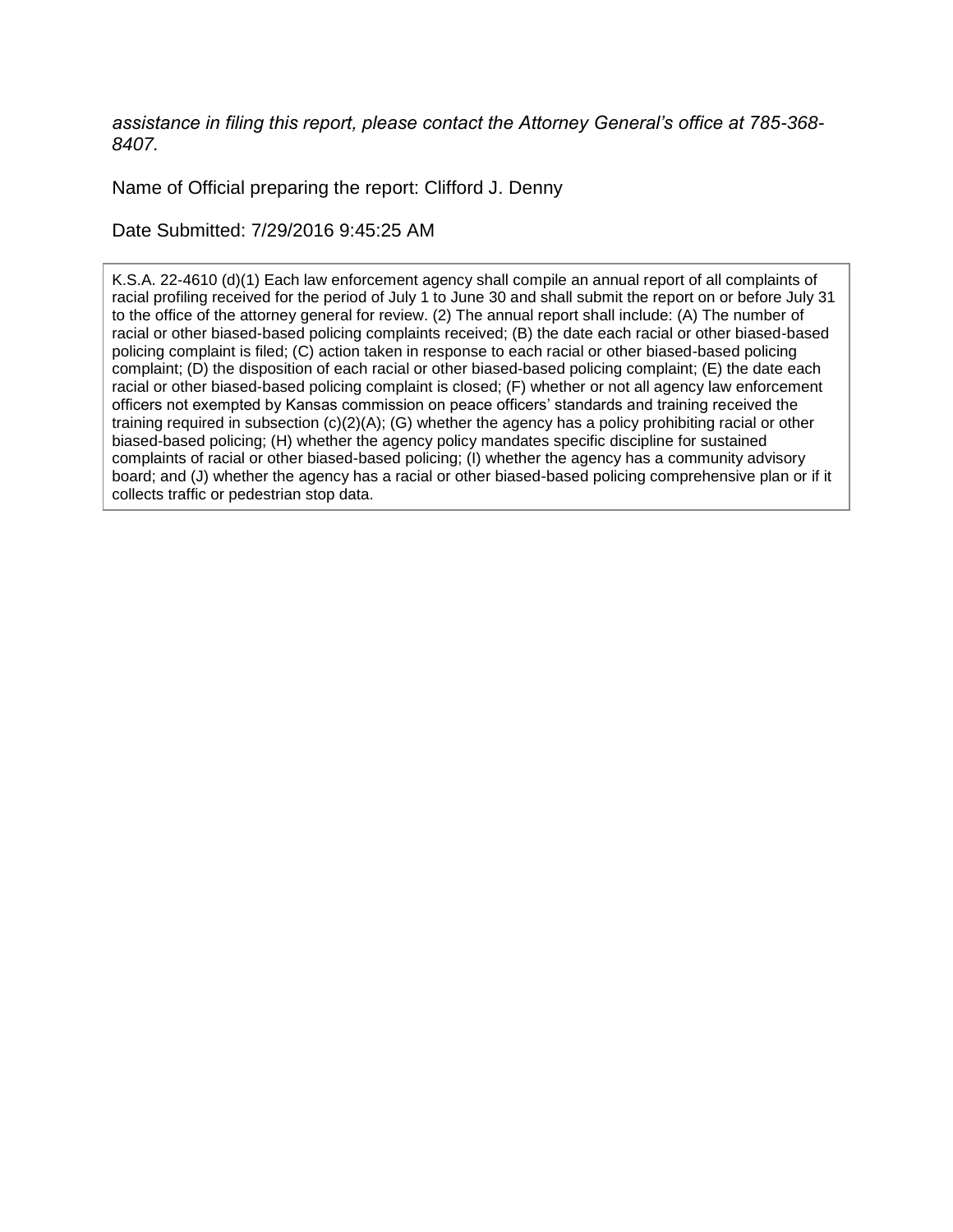*assistance in filing this report, please contact the Attorney General's office at 785-368-8407.*

Name of Official preparing the report: Clifford J. Denny

Date Submitted: 7/29/2016 9:45:25 AM

K.S.A. 22-4610 (d)(1) Each law enforcement agency shall compile an annual report of all complaints of racial profiling received for the period of July 1 to June 30 and shall submit the report on or before July 31 to the office of the attorney general for review. (2) The annual report shall include: (A) The number of racial or other biased-based policing complaints received; (B) the date each racial or other biased-based policing complaint is filed; (C) action taken in response to each racial or other biased-based policing complaint; (D) the disposition of each racial or other biased-based policing complaint; (E) the date each racial or other biased-based policing complaint is closed; (F) whether or not all agency law enforcement officers not exempted by Kansas commission on peace officers' standards and training received the training required in subsection (c)(2)(A); (G) whether the agency has a policy prohibiting racial or other biased-based policing; (H) whether the agency policy mandates specific discipline for sustained complaints of racial or other biased-based policing; (I) whether the agency has a community advisory board; and (J) whether the agency has a racial or other biased-based policing comprehensive plan or if it collects traffic or pedestrian stop data.